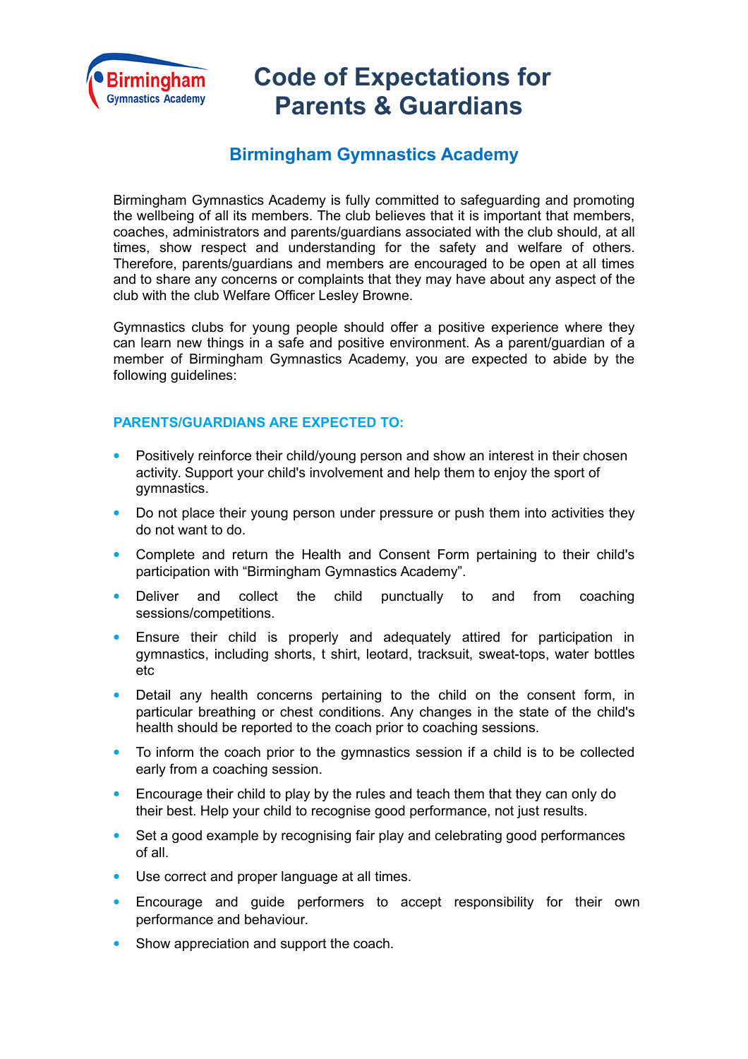# Code of Expectations for Parents & Guardians

## Birmingham Gymnastics Academy

Birmingham Gymnastics Academy is fully committed to safeguarding and promoting the wellbeing of all its members. The club believes that it is important that members, coaches, administrators and parents/guardians associated with the club should, at all times, show respect and understanding for the safety and welfare of others. Therefore, parents/guardians and members are encouraged to be open at all times and to share any concerns or complaints that they may have about any aspect of the club with the club Welfare Officer Lesley Browne.

Gymnastics clubs for young people should offer a positive experience where they can learn new things in a safe and positive environment. As a parent/guardian of a member of Birmingham Gymnastics Academy, you are expected to abide by the following guidelines:

### PARENTS/GUARDIANS ARE EXPECTED TO:

- Positively reinforce their child/young person and show an interest in their chosen activity. Support your child's involvement and help them to enjoy the sport of gymnastics.
- Do not place their young person under pressure or push them into activities they do not want to do.
- Complete and return the Health and Consent Form pertaining to their child's participation with "Birmingham Gymnastics Academy".
- Deliver and collect the child punctually to and from coaching sessions/competitions.
- Ensure their child is properly and adequately attired for participation in gymnastics, including shorts, t shirt, leotard, tracksuit, sweat-tops, water bottles etc
- Detail any health concerns pertaining to the child on the consent form, in particular breathing or chest conditions. Any changes in the state of the child's health should be reported to the coach prior to coaching sessions.
- To inform the coach prior to the gymnastics session if a child is to be collected early from a coaching session.
- Encourage their child to play by the rules and teach them that they can only do their best. Help your child to recognise good performance, not just results.
- Set a good example by recognising fair play and celebrating good performances of all.
- Use correct and proper language at all times.
- Encourage and guide performers to accept responsibility for their own performance and behaviour.
- Show appreciation and support the coach.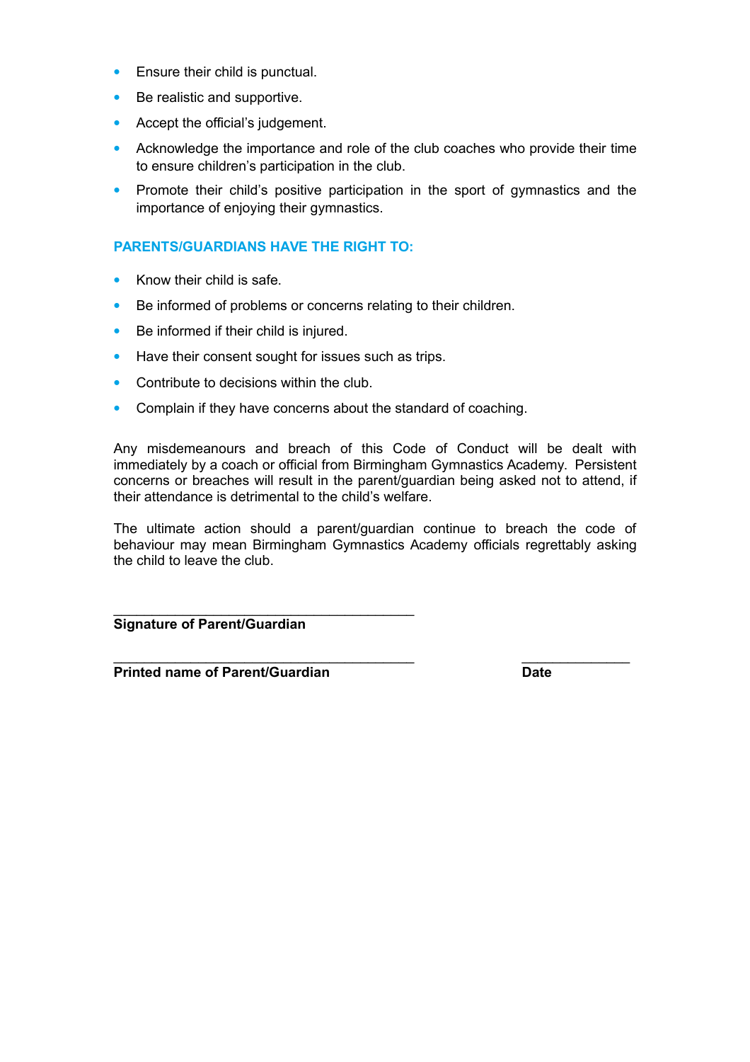- Ensure their child is punctual.
- Be realistic and supportive.
- Accept the official's judgement.
- Acknowledge the importance and role of the club coaches who provide their time to ensure children's participation in the club.
- Promote their child's positive participation in the sport of gymnastics and the importance of enjoying their gymnastics.

### PARENTS/GUARDIANS HAVE THE RIGHT TO:

- Know their child is safe.
- Be informed of problems or concerns relating to their children.
- Be informed if their child is injured.
- Have their consent sought for issues such as trips.
- Contribute to decisions within the club.
- Complain if they have concerns about the standard of coaching.

Any misdemeanours and breach of this Code of Conduct will be dealt with immediately by a coach or official from Birmingham Gymnastics Academy. Persistent concerns or breaches will result in the parent/guardian being asked not to attend, if their attendance is detrimental to the child's welfare.

The ultimate action should a parent/guardian continue to breach the code of behaviour may mean Birmingham Gymnastics Academy officials regrettably asking the child to leave the club.

\_\_\_\_\_\_\_\_\_\_\_\_\_\_\_\_\_\_\_\_\_\_\_\_\_\_\_\_\_\_\_\_\_\_\_\_\_\_\_\_
**Signature of Parent/Guardian**

\_\_\_\_\_\_\_\_\_\_\_\_\_\_\_\_\_\_\_\_\_\_\_\_\_\_\_\_\_\_\_\_\_\_\_\_\_\_\_\_ \_\_\_\_\_\_\_\_\_\_\_\_\_\_
**Printed name of Parent/Guardian** **Date**